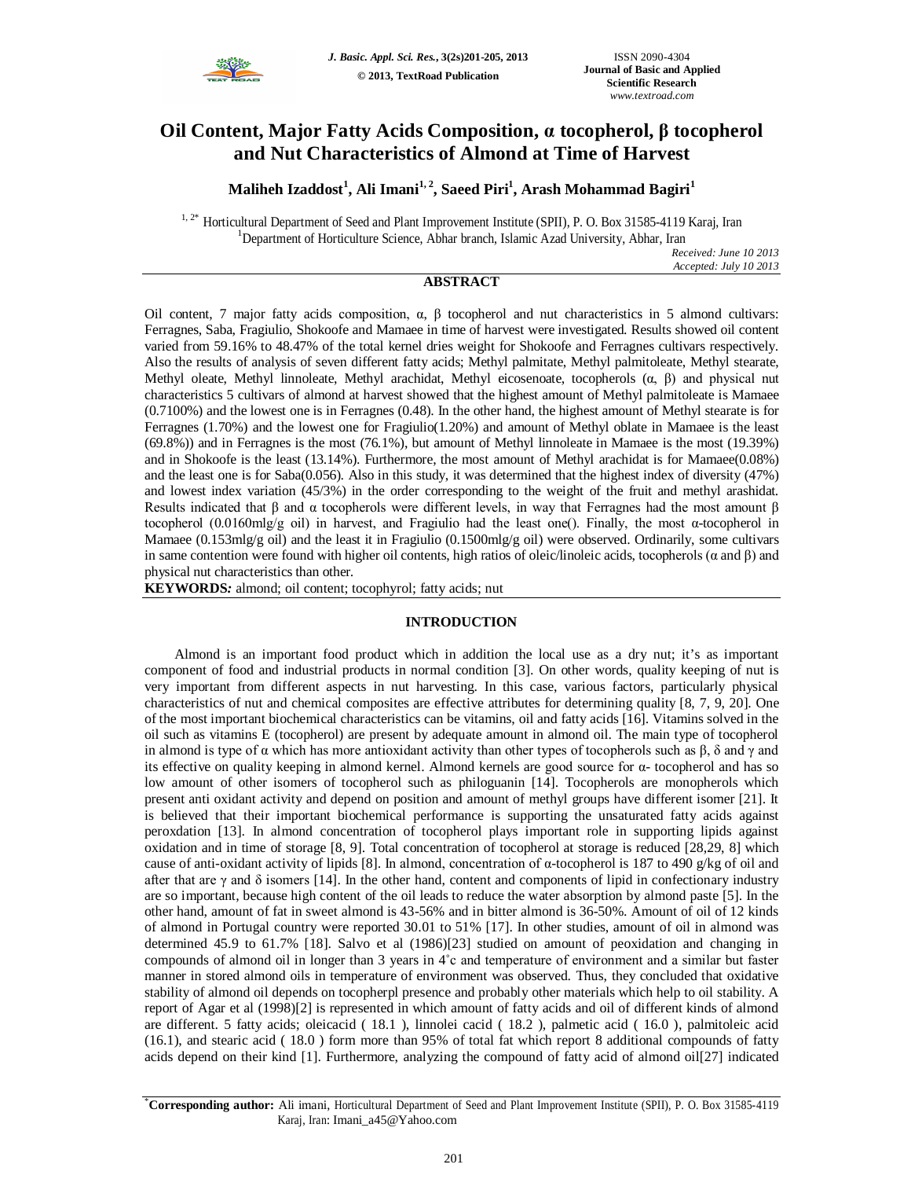# Oil Content, Major Fatty Acids Composition, α tocopherol, β tocopherol and Nut Characteristics of Almond at Time of Harvest

**Maliheh Izaddost[1], Ali Imani[1, 2], Saeed Piri[1], Arash Mohammad Bagiri[1]**

[1, 2*] Horticultural Department of Seed and Plant Improvement Institute (SPII), P. O. Box 31585-4119 Karaj, Iran
[1]Department of Horticulture Science, Abhar branch, Islamic Azad University, Abhar, Iran

*Received: June 10 2013*
*Accepted: July 10 2013*

## ABSTRACT

Oil content, 7 major fatty acids composition, α, β tocopherol and nut characteristics in 5 almond cultivars: Ferragnes, Saba, Fragiulio, Shokoofe and Mamaee in time of harvest were investigated. Results showed oil content varied from 59.16% to 48.47% of the total kernel dries weight for Shokoofe and Ferragnes cultivars respectively. Also the results of analysis of seven different fatty acids; Methyl palmitate, Methyl palmitoleate, Methyl stearate, Methyl oleate, Methyl linnoleate, Methyl arachidat, Methyl eicosenoate, tocopherols (α, β) and physical nut characteristics 5 cultivars of almond at harvest showed that the highest amount of Methyl palmitoleate is Mamaee (0.7100%) and the lowest one is in Ferragnes (0.48). In the other hand, the highest amount of Methyl stearate is for Ferragnes (1.70%) and the lowest one for Fragiulio(1.20%) and amount of Methyl oblate in Mamaee is the least (69.8%)) and in Ferragnes is the most (76.1%), but amount of Methyl linnoleate in Mamaee is the most (19.39%) and in Shokoofe is the least (13.14%). Furthermore, the most amount of Methyl arachidat is for Mamaee(0.08%) and the least one is for Saba(0.056). Also in this study, it was determined that the highest index of diversity (47%) and lowest index variation (45/3%) in the order corresponding to the weight of the fruit and methyl arashidat. Results indicated that β and α tocopherols were different levels, in way that Ferragnes had the most amount β tocopherol (0.0160mlg/g oil) in harvest, and Fragilulio had the least one(). Finally, the most α-tocopherol in Mamaee (0.153mlg/g oil) and the least it in Fragiulio (0.1500mlg/g oil) were observed. Ordinarily, some cultivars in same contention were found with higher oil contents, high ratios of oleic/linoleic acids, tocopherols (α and β) and physical nut characteristics than other.

**KEYWORDS***:* almond; oil content; tocophyrol; fatty acids; nut

## INTRODUCTION

Almond is an important food product which in addition the local use as a dry nut; it's as important component of food and industrial products in normal condition [3]. On other words, quality keeping of nut is very important from different aspects in nut harvesting. In this case, various factors, particularly physical characteristics of nut and chemical composites are effective attributes for determining quality [8, 7, 9, 20]. One of the most important biochemical characteristics can be vitamins, oil and fatty acids [16]. Vitamins solved in the oil such as vitamins E (tocopherol) are present by adequate amount in almond oil. The main type of tocopherol in almond is type of α which has more antioxidant activity than other types of tocopherols such as β, δ and γ and its effective on quality keeping in almond kernel. Almond kernels are good source for α- tocopherol and has so low amount of other isomers of tocopherol such as philoguanin [14]. Tocopherols are monopherols which present anti oxidant activity and depend on position and amount of methyl groups have different isomer [21]. It is believed that their important biochemical performance is supporting the unsaturated fatty acids against peroxdation [13]. In almond concentration of tocopherol plays important role in supporting lipids against oxidation and in time of storage [8, 9]. Total concentration of tocopherol at storage is reduced [28,29, 8] which cause of anti-oxidant activity of lipids [8]. In almond, concentration of α-tocopherol is 187 to 490 g/kg of oil and after that are γ and δ isomers [14]. In the other hand, content and components of lipid in confectionary industry are so important, because high content of the oil leads to reduce the water absorption by almond paste [5]. In the other hand, amount of fat in sweet almond is 43-56% and in bitter almond is 36-50%. Amount of oil of 12 kinds of almond in Portugal country were reported 30.01 to 51% [17]. In other studies, amount of oil in almond was determined 45.9 to 61.7% [18]. Salvo et al (1986)[23] studied on amount of peoxidation and changing in compounds of almond oil in longer than 3 years in 4°c and temperature of environment and a similar but faster manner in stored almond oils in temperature of environment was observed. Thus, they concluded that oxidative stability of almond oil depends on tocopherpl presence and probably other materials which help to oil stability. A report of Agar et al (1998)[2] is represented in which amount of fatty acids and oil of different kinds of almond are different. 5 fatty acids; oleicacid ( 18.1 ), linnolei cacid ( 18.2 ), palmetic acid ( 16.0 ), palmitoleic acid (16.1), and stearic acid ( 18.0 ) form more than 95% of total fat which report 8 additional compounds of fatty acids depend on their kind [1]. Furthermore, analyzing the compound of fatty acid of almond oil[27] indicated

*Corresponding author: Ali imani, Horticultural Department of Seed and Plant Improvement Institute (SPII), P. O. Box 31585-4119 Karaj, Iran: Imani_a45@Yahoo.com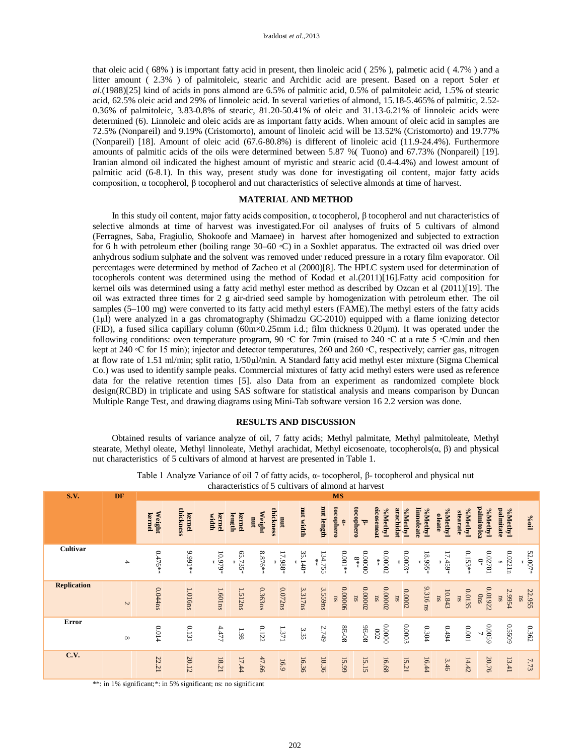that oleic acid ( 68% ) is important fatty acid in present, then linoleic acid ( 25% ), palmetic acid ( 4.7% ) and a litter amount ( 2.3% ) of palmitoleic, stearic and Archidic acid are present. Based on a report Soler *et al*.(1988)[25] kind of acids in pons almond are 6.5% of palmitic acid, 0.5% of palmitoleic acid, 1.5% of stearic acid, 62.5% oleic acid and 29% of linnoleic acid. In several varieties of almond, 15.18-5.465% of palmitic, 2.52-0.36% of palmitoleic, 3.83-0.8% of stearic, 81.20-50.41% of oleic and 31.13-6.21% of linnoleic acids were determined (6). Linnoleic and oleic acids are as important fatty acids. When amount of oleic acid in samples are 72.5% (Nonpareil) and 9.19% (Cristomorto), amount of linoleic acid will be 13.52% (Cristomorto) and 19.77% (Nonpareil) [18]. Amount of oleic acid (67.6-80.8%) is different of linoleic acid (11.9-24.4%). Furthermore amounts of palmitic acids of the oils were determined between 5.87 %( Tuono) and 67.73% (Nonpareil) [19]. Iranian almond oil indicated the highest amount of myristic and stearic acid (0.4-4.4%) and lowest amount of palmitic acid (6-8.1). In this way, present study was done for investigating oil content, major fatty acids composition, α tocopherol, β tocopherol and nut characteristics of selective almonds at time of harvest.

## MATERIAL AND METHOD

In this study oil content, major fatty acids composition, α tocopherol, β tocopherol and nut characteristics of selective almonds at time of harvest was investigated.For oil analyses of fruits of 5 cultivars of almond (Ferragnes, Saba, Fragiulio, Shokoofe and Mamaee) in harvest after homogenized and subjected to extraction for 6 h with petroleum ether (boiling range 30–60 ◦C) in a Soxhlet apparatus. The extracted oil was dried over anhydrous sodium sulphate and the solvent was removed under reduced pressure in a rotary film evaporator. Oil percentages were determined by method of Zacheo et al (2000)[8]. The HPLC system used for determination of tocopherols content was determined using the method of Kodad et al.(2011)[16].Fatty acid composition for kernel oils was determined using a fatty acid methyl ester method as described by Ozcan et al (2011)[19]. The oil was extracted three times for 2 g air-dried seed sample by homogenization with petroleum ether. The oil samples (5–100 mg) were converted to its fatty acid methyl esters (FAME).The methyl esters of the fatty acids (1μl) were analyzed in a gas chromatography (Shimadzu GC-2010) equipped with a flame ionizing detector (FID), a fused silica capillary column (60m×0.25mm i.d.; film thickness 0.20μm). It was operated under the following conditions: oven temperature program, 90 ◦C for 7min (raised to 240 ◦C at a rate 5 ◦C/min and then kept at 240 ◦C for 15 min); injector and detector temperatures, 260 and 260 ◦C, respectively; carrier gas, nitrogen at flow rate of 1.51 ml/min; split ratio, 1/50μl/min. A Standard fatty acid methyl ester mixture (Sigma Chemical Co.) was used to identify sample peaks. Commercial mixtures of fatty acid methyl esters were used as reference data for the relative retention times [5]. also Data from an experiment as randomized complete block design(RCBD) in triplicate and using SAS software for statistical analysis and means comparison by Duncan Multiple Range Test, and drawing diagrams using Mini-Tab software version 16 2.2 version was done.

## RESULTS AND DISCUSSION

Obtained results of variance analyze of oil, 7 fatty acids; Methyl palmitate, Methyl palmitoleate, Methyl stearate, Methyl oleate, Methyl linnoleate, Methyl arachidat, Methyl eicosenoate, tocopherols(α, β) and physical nut characteristics of 5 cultivars of almond at harvest are presented in Table 1.

Table 1 Analyze Variance of oil 7 of fatty acids, α- tocopherol, β- tocopherol and physical nut characteristics of 5 cultivars of almond at harvest

| S.V. | DF | MS | | | | | | | | | | | | | | | | | |
|---|---|---|---|---|---|---|---|---|---|---|---|---|---|---|---|---|---|---|---|
| | | Weight kernel | kernel thickness | kernel width | kernel length | Weight nut | nut thickness | nut width | nut length | α-tocophero | β-tocophero | %Methyl eicosenoat | %Methyl arachidat | %Methyl linnoleate | %Methyl oleate | %Methyl stearate | %Methyl palmitolea | %Methyl palmitate | %oil |
| Cultivar | 4 | 0.476** | 9.991** | 10.979** | 65.735* | 8.876** | 17.988** | 35.140** | 134.755** | 0.001** | 0.000008** | 0.00002** | 0.0003** | 18.995** | 17.459** | 0.153** | 0.027810* | 0.0221ns | 52.007** |
| Replication | 2 | 0.044ns | 1.016ns | 1.601ns | 1.512ns | 0.363ns | 0.072ns | 3.317ns | 3.559ns | 0.00006 ns | 0.00002 ns | 0.00002 ns | 0.0002 ns | 9.316 ns | 10.843 ns | 0.0135 ns | 0.019220ns | 2.9954 ns | 22.955 ns |
| Error | 8 | 0.014 | 0.131 | 4.477 | 1.98 | 0.122 | 1.371 | 3.35 | 2.749 | 8E-08 | 9E-08 | 0.0000002 | 0.0003 | 0.304 | 0.494 | 0.001 | 0.00597 | 0.5509 | 0.362 |
| C.V. | | 22.21 | 20.12 | 18.21 | 17.44 | 47.66 | 16.9 | 16.36 | 18.36 | 15.99 | 15.15 | 16.68 | 15.21 | 16.44 | 3.46 | 14.42 | 20.76 | 13.41 | 7.73 |

**: in 1% significant;*: in 5% significant; ns: no significant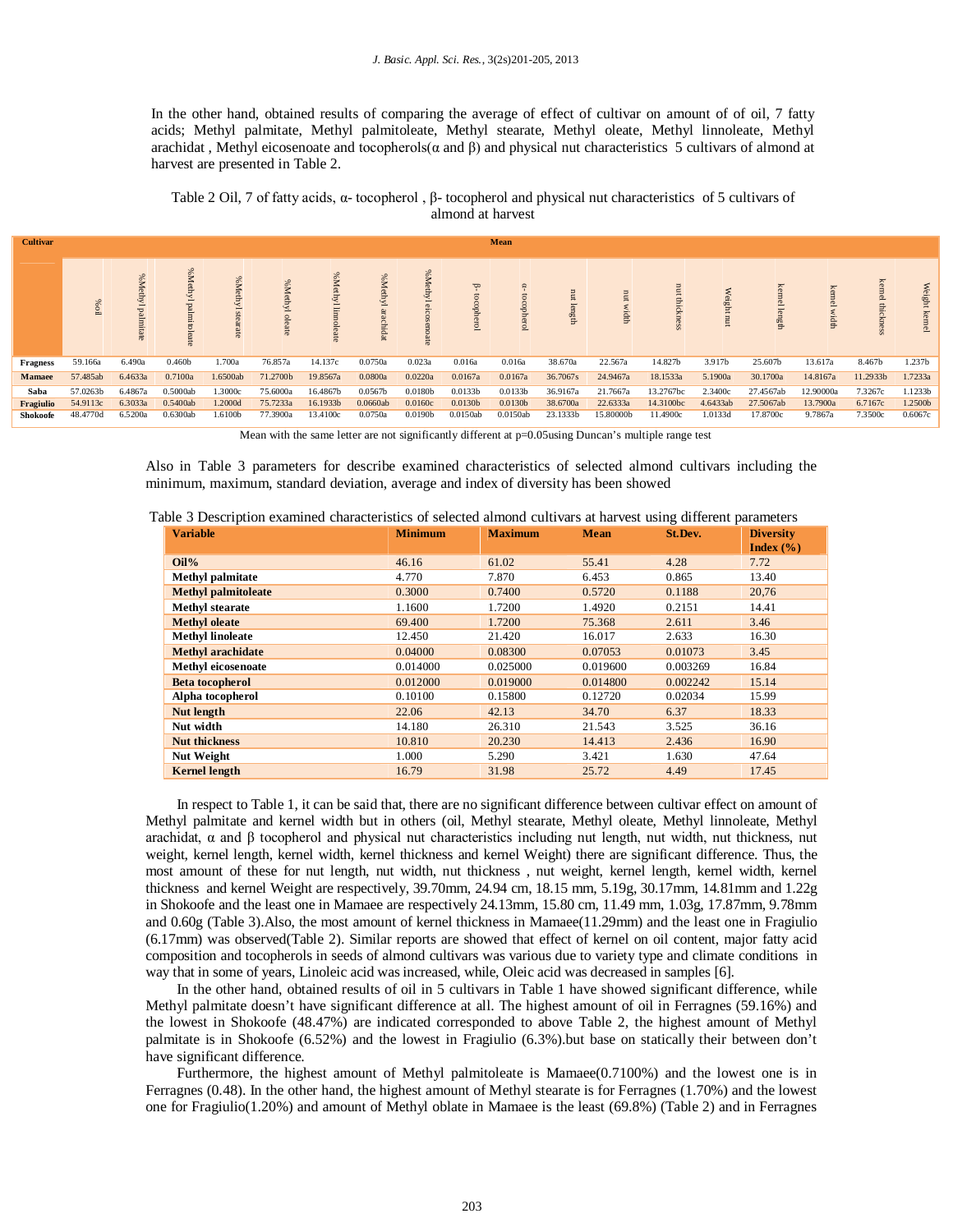In the other hand, obtained results of comparing the average of effect of cultivar on amount of of oil, 7 fatty acids; Methyl palmitate, Methyl palmitoleate, Methyl stearate, Methyl oleate, Methyl linnoleate, Methyl arachidat , Methyl eicosenoate and tocopherols(α and β) and physical nut characteristics 5 cultivars of almond at harvest are presented in Table 2.

Table 2 Oil, 7 of fatty acids, α- tocopherol , β- tocopherol and physical nut characteristics of 5 cultivars of almond at harvest

| Cultivar | Mean | | | | | | | | | | | | | | | | | |
|---|---|---|---|---|---|---|---|---|---|---|---|---|---|---|---|---|---|---|
| | %oil | %Methyl palmitate | %Methyl palmitoleate | %Methyl stearate | %Methyl oleate | %Methyl linnoleate | %Methyl arachidat | %Methyl eicosenoate | β- tocopherol | α- tocopherol | nut length | nut width | nut thickness | Weight nut | kernel length | kernel width | kernel thickness | Weight kernel |
| **Fragness** | 59.166a | 6.490a | 0.460b | 1.700a | 76.857a | 14.137c | 0.0750a | 0.023a | 0.016a | 0.016a | 38.670a | 22.567a | 14.827b | 3.917b | 25.607b | 13.617a | 8.467b | 1.237b |
| **Mamaee** | 57.485ab | 6.4633a | 0.7100a | 1.6500ab | 71.2700b | 19.8567a | 0.0800a | 0.0220a | 0.0167a | 0.0167a | 36.7067s | 24.9467a | 18.1533a | 5.1900a | 30.1700a | 14.8167a | 11.2933b | 1.7233a |
| **Saba** | 57.0263b | 6.4867a | 0.5000ab | 1.3000c | 75.6000a | 16.4867b | 0.0567b | 0.0180b | 0.0133b | 0.0133b | 36.9167a | 21.7667a | 13.2767bc | 2.3400c | 27.4567ab | 12.90000a | 7.3267c | 1.1233b |
| **Fragiulio** | 54.9113c | 6.3033a | 0.5400ab | 1.2000d | 75.7233a | 16.1933b | 0.0660ab | 0.0160c | 0.0130b | 0.0130b | 38.6700a | 22.6333a | 14.3100bc | 4.6433ab | 27.5067ab | 13.7900a | 6.7167c | 1.2500b |
| **Shokoofe** | 48.4770d | 6.5200a | 0.6300ab | 1.6100b | 77.3900a | 13.4100c | 0.0750a | 0.0190b | 0.0150ab | 0.0150ab | 23.1333b | 15.80000b | 11.4900c | 1.0133d | 17.8700c | 9.7867a | 7.3500c | 0.6067c |

Mean with the same letter are not significantly different at p=0.05using Duncan's multiple range test

Also in Table 3 parameters for describe examined characteristics of selected almond cultivars including the minimum, maximum, standard deviation, average and index of diversity has been showed

Table 3 Description examined characteristics of selected almond cultivars at harvest using different parameters

| Variable | Minimum | Maximum | Mean | St.Dev. | Diversity Index (%) |
|---|---|---|---|---|---|
| **Oil%** | 46.16 | 61.02 | 55.41 | 4.28 | 7.72 |
| **Methyl palmitate** | 4.770 | 7.870 | 6.453 | 0.865 | 13.40 |
| **Methyl palmitoleate** | 0.3000 | 0.7400 | 0.5720 | 0.1188 | 20,76 |
| **Methyl stearate** | 1.1600 | 1.7200 | 1.4920 | 0.2151 | 14.41 |
| **Methyl oleate** | 69.400 | 1.7200 | 75.368 | 2.611 | 3.46 |
| **Methyl linoleate** | 12.450 | 21.420 | 16.017 | 2.633 | 16.30 |
| **Methyl arachidate** | 0.04000 | 0.08300 | 0.07053 | 0.01073 | 3.45 |
| **Methyl eicosenoate** | 0.014000 | 0.025000 | 0.019600 | 0.003269 | 16.84 |
| **Beta tocopherol** | 0.012000 | 0.019000 | 0.014800 | 0.002242 | 15.14 |
| **Alpha tocopherol** | 0.10100 | 0.15800 | 0.12720 | 0.02034 | 15.99 |
| **Nut length** | 22.06 | 42.13 | 34.70 | 6.37 | 18.33 |
| **Nut width** | 14.180 | 26.310 | 21.543 | 3.525 | 36.16 |
| **Nut thickness** | 10.810 | 20.230 | 14.413 | 2.436 | 16.90 |
| **Nut Weight** | 1.000 | 5.290 | 3.421 | 1.630 | 47.64 |
| **Kernel length** | 16.79 | 31.98 | 25.72 | 4.49 | 17.45 |

In respect to Table 1, it can be said that, there are no significant difference between cultivar effect on amount of Methyl palmitate and kernel width but in others (oil, Methyl stearate, Methyl oleate, Methyl linnoleate, Methyl arachidat, α and β tocopherol and physical nut characteristics including nut length, nut width, nut thickness, nut weight, kernel length, kernel width, kernel thickness and kernel Weight) there are significant difference. Thus, the most amount of these for nut length, nut width, nut thickness , nut weight, kernel length, kernel width, kernel thickness and kernel Weight are respectively, 39.70mm, 24.94 cm, 18.15 mm, 5.19g, 30.17mm, 14.81mm and 1.22g in Shokoofe and the least one in Mamaee are respectively 24.13mm, 15.80 cm, 11.49 mm, 1.03g, 17.87mm, 9.78mm and 0.60g (Table 3).Also, the most amount of kernel thickness in Mamaee(11.29mm) and the least one in Fragiulio (6.17mm) was observed(Table 2). Similar reports are showed that effect of kernel on oil content, major fatty acid composition and tocopherols in seeds of almond cultivars was various due to variety type and climate conditions in way that in some of years, Linoleic acid was increased, while, Oleic acid was decreased in samples [6].

In the other hand, obtained results of oil in 5 cultivars in Table 1 have showed significant difference, while Methyl palmitate doesn't have significant difference at all. The highest amount of oil in Ferragnes (59.16%) and the lowest in Shokoofe (48.47%) are indicated corresponded to above Table 2, the highest amount of Methyl palmitate is in Shokoofe (6.52%) and the lowest in Fragiulio (6.3%).but base on statically their between don't have significant difference.

Furthermore, the highest amount of Methyl palmitoleate is Mamaee(0.7100%) and the lowest one is in Ferragnes (0.48). In the other hand, the highest amount of Methyl stearate is for Ferragnes (1.70%) and the lowest one for Fragiulio(1.20%) and amount of Methyl oblate in Mamaee is the least (69.8%) (Table 2) and in Ferragnes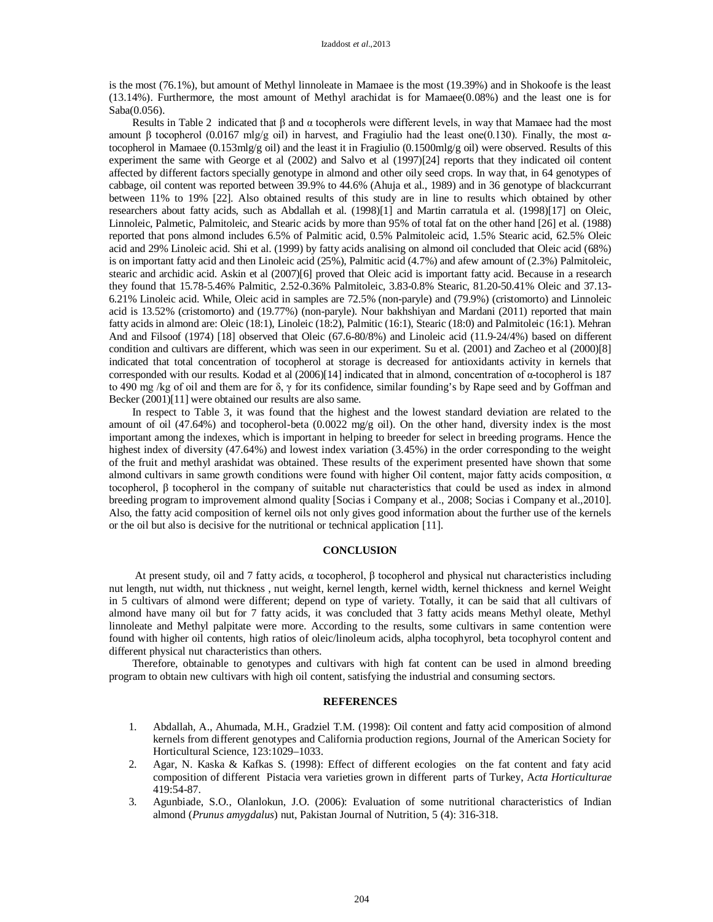is the most (76.1%), but amount of Methyl linnoleate in Mamaee is the most (19.39%) and in Shokoofe is the least (13.14%). Furthermore, the most amount of Methyl arachidat is for Mamaee(0.08%) and the least one is for Saba(0.056).

Results in Table 2 indicated that β and α tocopherols were different levels, in way that Mamaee had the most amount β tocopherol (0.0167 mlg/g oil) in harvest, and Fragiulio had the least one(0.130). Finally, the most α-tocopherol in Mamaee (0.153mlg/g oil) and the least it in Fragiulio (0.1500mlg/g oil) were observed. Results of this experiment the same with George et al (2002) and Salvo et al (1997)[24] reports that they indicated oil content affected by different factors specially genotype in almond and other oily seed crops. In way that, in 64 genotypes of cabbage, oil content was reported between 39.9% to 44.6% (Ahuja et al., 1989) and in 36 genotype of blackcurrant between 11% to 19% [22]. Also obtained results of this study are in line to results which obtained by other researchers about fatty acids, such as Abdallah et al. (1998)[1] and Martin carratula et al. (1998)[17] on Oleic, Linnoleic, Palmetic, Palmitoleic, and Stearic acids by more than 95% of total fat on the other hand [26] et al. (1988) reported that pons almond includes 6.5% of Palmitic acid, 0.5% Palmitoleic acid, 1.5% Stearic acid, 62.5% Oleic acid and 29% Linoleic acid. Shi et al. (1999) by fatty acids analising on almond oil concluded that Oleic acid (68%) is on important fatty acid and then Linoleic acid (25%), Palmitic acid (4.7%) and afew amount of (2.3%) Palmitoleic, stearic and archidic acid. Askin et al (2007)[6] proved that Oleic acid is important fatty acid. Because in a research they found that 15.78-5.46% Palmitic, 2.52-0.36% Palmitoleic, 3.83-0.8% Stearic, 81.20-50.41% Oleic and 37.13-6.21% Linoleic acid. While, Oleic acid in samples are 72.5% (non-paryle) and (79.9%) (cristomorto) and Linnoleic acid is 13.52% (cristomorto) and (19.77%) (non-paryle). Nour bakhshiyan and Mardani (2011) reported that main fatty acids in almond are: Oleic (18:1), Linoleic (18:2), Palmitic (16:1), Stearic (18:0) and Palmitoleic (16:1). Mehran And and Filsoof (1974) [18] observed that Oleic (67.6-80/8%) and Linoleic acid (11.9-24/4%) based on different condition and cultivars are different, which was seen in our experiment. Su et al. (2001) and Zacheo et al (2000)[8] indicated that total concentration of tocopherol at storage is decreased for antioxidants activity in kernels that corresponded with our results. Kodad et al (2006)[14] indicated that in almond, concentration of α-tocopherol is 187 to 490 mg /kg of oil and them are for δ, γ for its confidence, similar founding's by Rape seed and by Goffman and Becker (2001)[11] were obtained our results are also same.

In respect to Table 3, it was found that the highest and the lowest standard deviation are related to the amount of oil (47.64%) and tocopherol-beta (0.0022 mg/g oil). On the other hand, diversity index is the most important among the indexes, which is important in helping to breeder for select in breeding programs. Hence the highest index of diversity (47.64%) and lowest index variation (3.45%) in the order corresponding to the weight of the fruit and methyl arashidat was obtained. These results of the experiment presented have shown that some almond cultivars in same growth conditions were found with higher Oil content, major fatty acids composition, α tocopherol, β tocopherol in the company of suitable nut characteristics that could be used as index in almond breeding program to improvement almond quality [Socias i Company et al., 2008; Socias i Company et al.,2010]. Also, the fatty acid composition of kernel oils not only gives good information about the further use of the kernels or the oil but also is decisive for the nutritional or technical application [11].

## CONCLUSION

At present study, oil and 7 fatty acids, α tocopherol, β tocopherol and physical nut characteristics including nut length, nut width, nut thickness , nut weight, kernel length, kernel width, kernel thickness and kernel Weight in 5 cultivars of almond were different; depend on type of variety. Totally, it can be said that all cultivars of almond have many oil but for 7 fatty acids, it was concluded that 3 fatty acids means Methyl oleate, Methyl linnoleate and Methyl palpitate were more. According to the results, some cultivars in same contention were found with higher oil contents, high ratios of oleic/linoleum acids, alpha tocophyrol, beta tocophyrol content and different physical nut characteristics than others.

Therefore, obtainable to genotypes and cultivars with high fat content can be used in almond breeding program to obtain new cultivars with high oil content, satisfying the industrial and consuming sectors.

## REFERENCES

1. Abdallah, A., Ahumada, M.H., Gradziel T.M. (1998): Oil content and fatty acid composition of almond kernels from different genotypes and California production regions, Journal of the American Society for Horticultural Science, 123:1029–1033.
2. Agar, N. Kaska & Kafkas S. (1998): Effect of different ecologies on the fat content and faty acid composition of different Pistacia vera varieties grown in different parts of Turkey, A*cta Horticulturae* 419:54-87.
3. Agunbiade, S.O., Olanlokun, J.O. (2006): Evaluation of some nutritional characteristics of Indian almond (*Prunus amygdalus*) nut, Pakistan Journal of Nutrition, 5 (4): 316-318.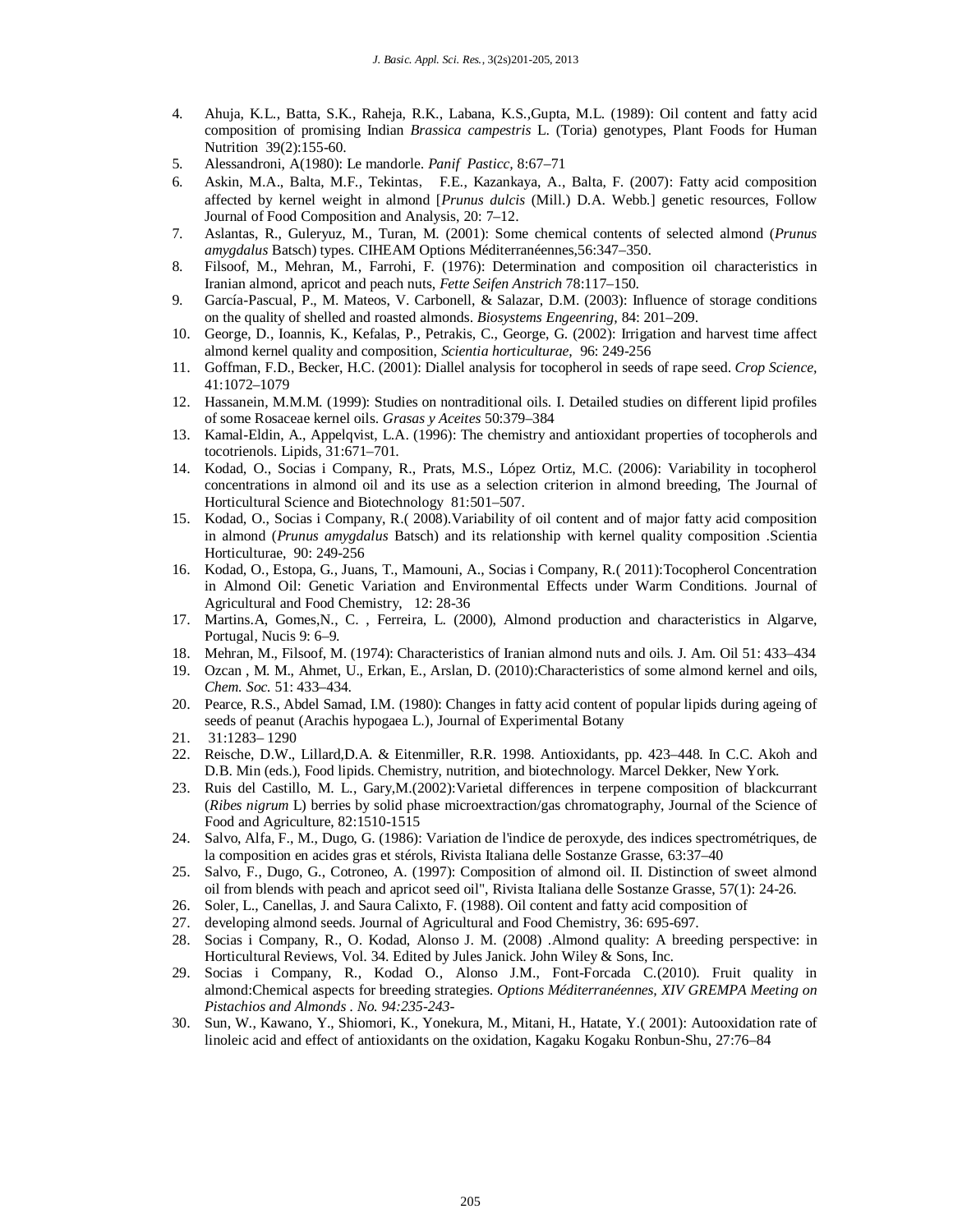4. Ahuja, K.L., Batta, S.K., Raheja, R.K., Labana, K.S.,Gupta, M.L. (1989): Oil content and fatty acid composition of promising Indian *Brassica campestris* L. (Toria) genotypes, Plant Foods for Human Nutrition 39(2):155-60.
5. Alessandroni, A(1980): Le mandorle. *Panif Pasticc*, 8:67–71
6. Askin, M.A., Balta, M.F., Tekintas, F.E., Kazankaya, A., Balta, F. (2007): Fatty acid composition affected by kernel weight in almond [*Prunus dulcis* (Mill.) D.A. Webb.] genetic resources, Follow Journal of Food Composition and Analysis, 20: 7–12.
7. Aslantas, R., Guleryuz, M., Turan, M. (2001): Some chemical contents of selected almond (*Prunus amygdalus* Batsch) types. CIHEAM Options Méditerranéennes,56:347–350.
8. Filsoof, M., Mehran, M., Farrohi, F. (1976): Determination and composition oil characteristics in Iranian almond, apricot and peach nuts, *Fette Seifen Anstrich* 78:117–150.
9. García-Pascual, P., M. Mateos, V. Carbonell, & Salazar, D.M. (2003): Influence of storage conditions on the quality of shelled and roasted almonds. *Biosystems Engeenring*, 84: 201–209.
10. George, D., Ioannis, K., Kefalas, P., Petrakis, C., George, G. (2002): Irrigation and harvest time affect almond kernel quality and composition, *Scientia horticulturae*, 96: 249-256
11. Goffman, F.D., Becker, H.C. (2001): Diallel analysis for tocopherol in seeds of rape seed. *Crop Science*, 41:1072–1079
12. Hassanein, M.M.M. (1999): Studies on nontraditional oils. I. Detailed studies on different lipid profiles of some Rosaceae kernel oils. *Grasas y Aceites* 50:379–384
13. Kamal-Eldin, A., Appelqvist, L.A. (1996): The chemistry and antioxidant properties of tocopherols and tocotrienols. Lipids, 31:671–701.
14. Kodad, O., Socias i Company, R., Prats, M.S., López Ortiz, M.C. (2006): Variability in tocopherol concentrations in almond oil and its use as a selection criterion in almond breeding, The Journal of Horticultural Science and Biotechnology 81:501–507.
15. Kodad, O., Socias i Company, R.( 2008).Variability of oil content and of major fatty acid composition in almond (*Prunus amygdalus* Batsch) and its relationship with kernel quality composition .Scientia Horticulturae, 90: 249-256
16. Kodad, O., Estopa, G., Juans, T., Mamouni, A., Socias i Company, R.( 2011):Tocopherol Concentration in Almond Oil: Genetic Variation and Environmental Effects under Warm Conditions. Journal of Agricultural and Food Chemistry, 12: 28-36
17. Martins.A, Gomes,N., C. , Ferreira, L. (2000), Almond production and characteristics in Algarve, Portugal, Nucis 9: 6–9.
18. Mehran, M., Filsoof, M. (1974): Characteristics of Iranian almond nuts and oils. J. Am. Oil 51: 433–434
19. Ozcan , M. M., Ahmet, U., Erkan, E., Arslan, D. (2010):Characteristics of some almond kernel and oils, *Chem. Soc.* 51: 433–434.
20. Pearce, R.S., Abdel Samad, I.M. (1980): Changes in fatty acid content of popular lipids during ageing of seeds of peanut (Arachis hypogaea L.), Journal of Experimental Botany
21. 31:1283– 1290
22. Reische, D.W., Lillard,D.A. & Eitenmiller, R.R. 1998. Antioxidants, pp. 423–448. In C.C. Akoh and D.B. Min (eds.), Food lipids. Chemistry, nutrition, and biotechnology. Marcel Dekker, New York.
23. Ruis del Castillo, M. L., Gary,M.(2002):Varietal differences in terpene composition of blackcurrant (*Ribes nigrum* L) berries by solid phase microextraction/gas chromatography, Journal of the Science of Food and Agriculture, 82:1510-1515
24. Salvo, Alfa, F., M., Dugo, G. (1986): Variation de l'indice de peroxyde, des indices spectrométriques, de la composition en acides gras et stérols, Rivista Italiana delle Sostanze Grasse, 63:37–40
25. Salvo, F., Dugo, G., Cotroneo, A. (1997): Composition of almond oil. II. Distinction of sweet almond oil from blends with peach and apricot seed oil", Rivista Italiana delle Sostanze Grasse, 57(1): 24-26.
26. Soler, L., Canellas, J. and Saura Calixto, F. (1988). Oil content and fatty acid composition of
27. developing almond seeds. Journal of Agricultural and Food Chemistry, 36: 695-697.
28. Socias i Company, R., O. Kodad, Alonso J. M. (2008) .Almond quality: A breeding perspective: in Horticultural Reviews, Vol. 34. Edited by Jules Janick. John Wiley & Sons, Inc.
29. Socias i Company, R., Kodad O., Alonso J.M., Font-Forcada C.(2010). Fruit quality in almond:Chemical aspects for breeding strategies. *Options Méditerranéennes, XIV GREMPA Meeting on Pistachios and Almonds . No. 94:235-243-*
30. Sun, W., Kawano, Y., Shiomori, K., Yonekura, M., Mitani, H., Hatate, Y.( 2001): Autooxidation rate of linoleic acid and effect of antioxidants on the oxidation, Kagaku Kogaku Ronbun-Shu, 27:76–84